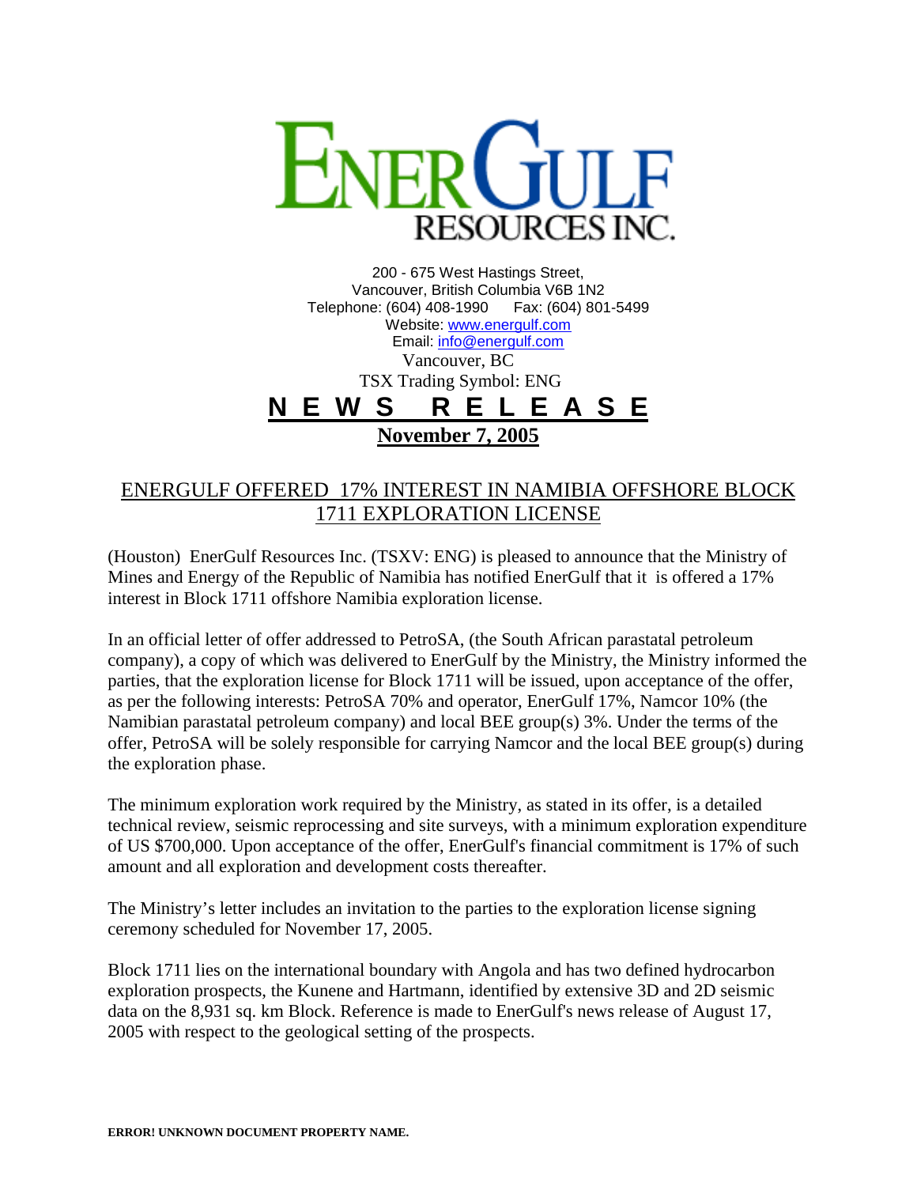# ENERGULF RESOURCES INC.

200 - 675 West Hastings Street,
Vancouver, British Columbia V6B 1N2
Telephone: (604) 408-1990 Fax: (604) 801-5499
Website: www.energulf.com
Email: info@energulf.com
Vancouver, BC
TSX Trading Symbol: ENG

## NEWS RELEASE

**November 7, 2005**

## ENERGULF OFFERED 17% INTEREST IN NAMIBIA OFFSHORE BLOCK 1711 EXPLORATION LICENSE

(Houston) EnerGulf Resources Inc. (TSXV: ENG) is pleased to announce that the Ministry of Mines and Energy of the Republic of Namibia has notified EnerGulf that it is offered a 17% interest in Block 1711 offshore Namibia exploration license.

In an official letter of offer addressed to PetroSA, (the South African parastatal petroleum company), a copy of which was delivered to EnerGulf by the Ministry, the Ministry informed the parties, that the exploration license for Block 1711 will be issued, upon acceptance of the offer, as per the following interests: PetroSA 70% and operator, EnerGulf 17%, Namcor 10% (the Namibian parastatal petroleum company) and local BEE group(s) 3%. Under the terms of the offer, PetroSA will be solely responsible for carrying Namcor and the local BEE group(s) during the exploration phase.

The minimum exploration work required by the Ministry, as stated in its offer, is a detailed technical review, seismic reprocessing and site surveys, with a minimum exploration expenditure of US $700,000. Upon acceptance of the offer, EnerGulf's financial commitment is 17% of such amount and all exploration and development costs thereafter.

The Ministry's letter includes an invitation to the parties to the exploration license signing ceremony scheduled for November 17, 2005.

Block 1711 lies on the international boundary with Angola and has two defined hydrocarbon exploration prospects, the Kunene and Hartmann, identified by extensive 3D and 2D seismic data on the 8,931 sq. km Block. Reference is made to EnerGulf's news release of August 17, 2005 with respect to the geological setting of the prospects.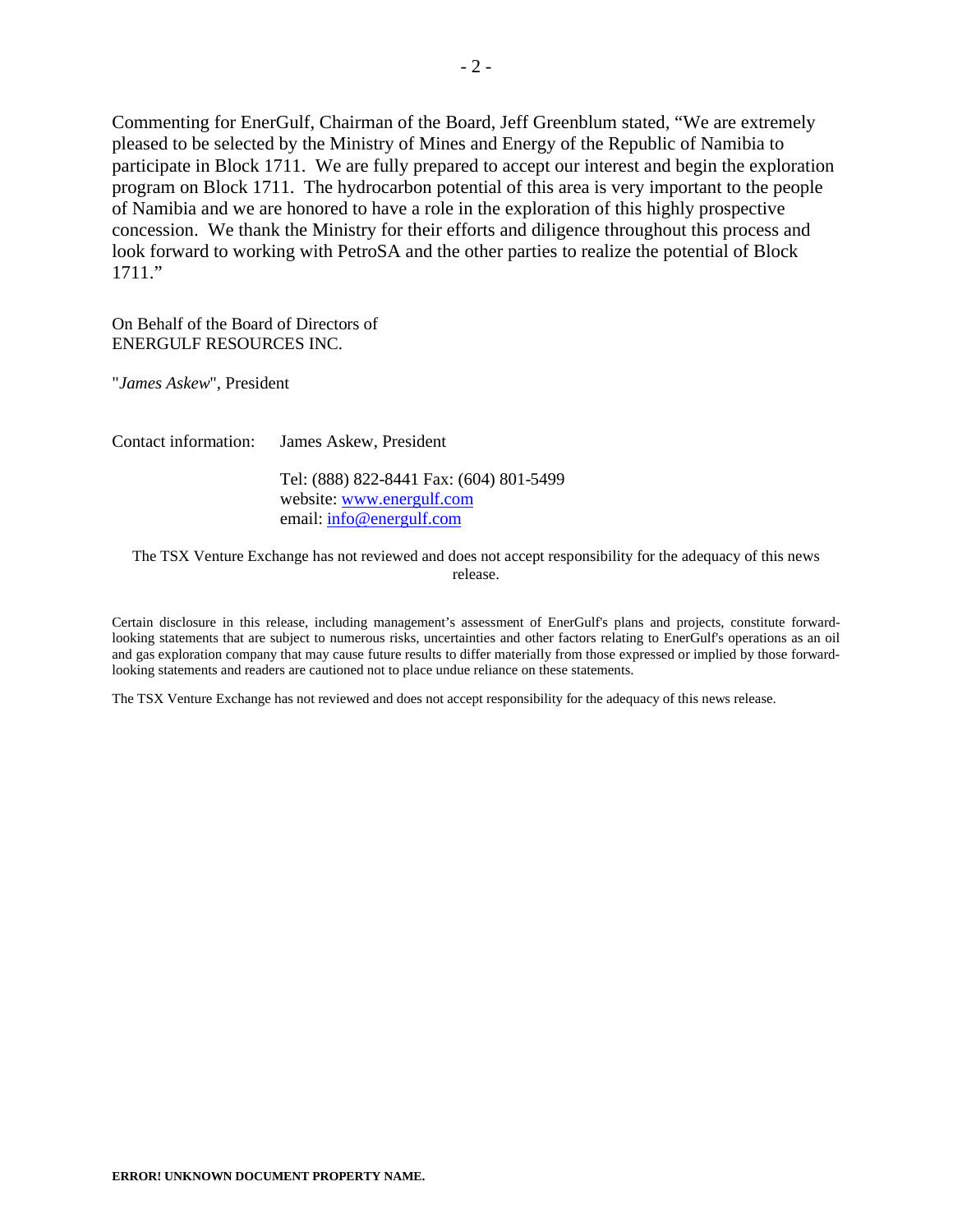Commenting for EnerGulf, Chairman of the Board, Jeff Greenblum stated, "We are extremely pleased to be selected by the Ministry of Mines and Energy of the Republic of Namibia to participate in Block 1711. We are fully prepared to accept our interest and begin the exploration program on Block 1711. The hydrocarbon potential of this area is very important to the people of Namibia and we are honored to have a role in the exploration of this highly prospective concession. We thank the Ministry for their efforts and diligence throughout this process and look forward to working with PetroSA and the other parties to realize the potential of Block 1711."

On Behalf of the Board of Directors of
ENERGULF RESOURCES INC.

"*James Askew*", President

Contact information: James Askew, President

Tel: (888) 822-8441 Fax: (604) 801-5499
website: www.energulf.com
email: info@energulf.com

The TSX Venture Exchange has not reviewed and does not accept responsibility for the adequacy of this news release.

Certain disclosure in this release, including management's assessment of EnerGulf's plans and projects, constitute forward-looking statements that are subject to numerous risks, uncertainties and other factors relating to EnerGulf's operations as an oil and gas exploration company that may cause future results to differ materially from those expressed or implied by those forward-looking statements and readers are cautioned not to place undue reliance on these statements.

The TSX Venture Exchange has not reviewed and does not accept responsibility for the adequacy of this news release.

**ERROR! UNKNOWN DOCUMENT PROPERTY NAME.**